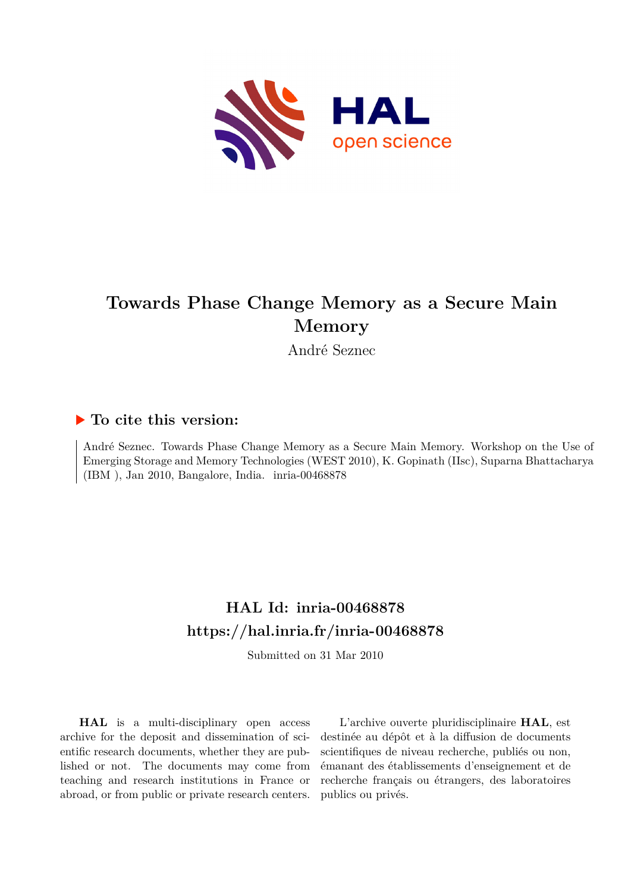# Towards Phase Change Memory as a Secure Main Memory

André Seznec

## To cite this version:

André Seznec. Towards Phase Change Memory as a Secure Main Memory. Workshop on the Use of Emerging Storage and Memory Technologies (WEST 2010), K. Gopinath (IIsc), Suparna Bhattacharya (IBM ), Jan 2010, Bangalore, India. inria-00468878

## HAL Id: inria-00468878
## https://hal.inria.fr/inria-00468878

Submitted on 31 Mar 2010

**HAL** is a multi-disciplinary open access archive for the deposit and dissemination of scientific research documents, whether they are published or not. The documents may come from teaching and research institutions in France or abroad, or from public or private research centers.

L'archive ouverte pluridisciplinaire **HAL**, est destinée au dépôt et à la diffusion de documents scientifiques de niveau recherche, publiés ou non, émanant des établissements d'enseignement et de recherche français ou étrangers, des laboratoires publics ou privés.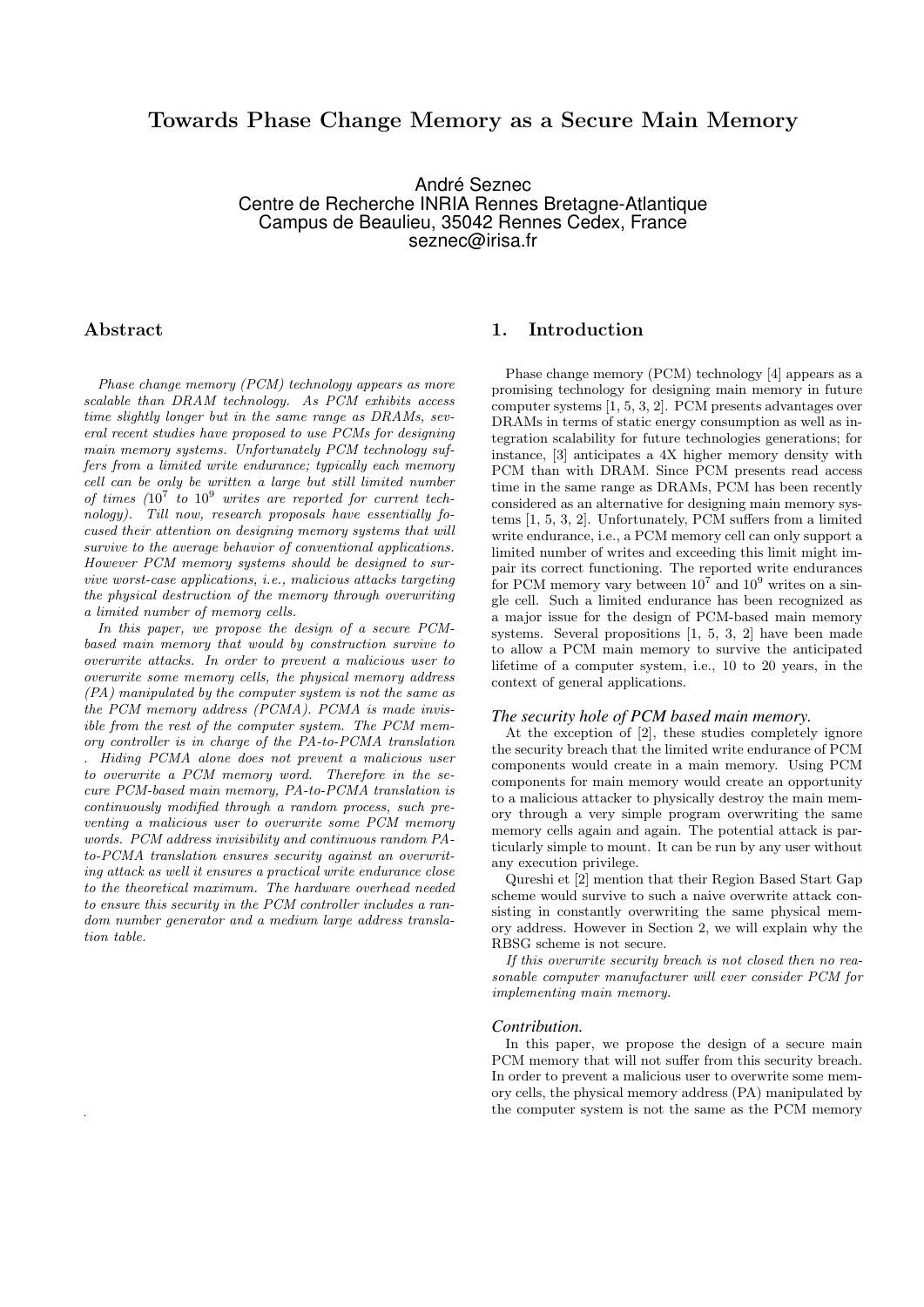# Towards Phase Change Memory as a Secure Main Memory

André Seznec
Centre de Recherche INRIA Rennes Bretagne-Atlantique
Campus de Beaulieu, 35042 Rennes Cedex, France
seznec@irisa.fr

## Abstract

*Phase change memory (PCM) technology appears as more scalable than DRAM technology. As PCM exhibits access time slightly longer but in the same range as DRAMs, several recent studies have proposed to use PCMs for designing main memory systems. Unfortunately PCM technology suffers from a limited write endurance; typically each memory cell can be only be written a large but still limited number of times ($10^7$ to $10^9$ writes are reported for current technology). Till now, research proposals have essentially focused their attention on designing memory systems that will survive to the average behavior of conventional applications. However PCM memory systems should be designed to survive worst-case applications, i.e., malicious attacks targeting the physical destruction of the memory through overwriting a limited number of memory cells.*

*In this paper, we propose the design of a secure PCM-based main memory that would by construction survive to overwrite attacks. In order to prevent a malicious user to overwrite some memory cells, the physical memory address (PA) manipulated by the computer system is not the same as the PCM memory address (PCMA). PCMA is made invisible from the rest of the computer system. The PCM memory controller is in charge of the PA-to-PCMA translation . Hiding PCMA alone does not prevent a malicious user to overwrite a PCM memory word. Therefore in the secure PCM-based main memory, PA-to-PCMA translation is continuously modified through a random process, such preventing a malicious user to overwrite some PCM memory words. PCM address invisibility and continuous random PA-to-PCMA translation ensures security against an overwriting attack as well it ensures a practical write endurance close to the theoretical maximum. The hardware overhead needed to ensure this security in the PCM controller includes a random number generator and a medium large address translation table.*

## 1. Introduction

Phase change memory (PCM) technology [4] appears as a promising technology for designing main memory in future computer systems [1, 5, 3, 2]. PCM presents advantages over DRAMs in terms of static energy consumption as well as integration scalability for future technologies generations; for instance, [3] anticipates a 4X higher memory density with PCM than with DRAM. Since PCM presents read access time in the same range as DRAMs, PCM has been recently considered as an alternative for designing main memory systems [1, 5, 3, 2]. Unfortunately, PCM suffers from a limited write endurance, i.e., a PCM memory cell can only support a limited number of writes and exceeding this limit might impair its correct functioning. The reported write endurances for PCM memory vary between $10^7$ and $10^9$ writes on a single cell. Such a limited endurance has been recognized as a major issue for the design of PCM-based main memory systems. Several propositions [1, 5, 3, 2] have been made to allow a PCM main memory to survive the anticipated lifetime of a computer system, i.e., 10 to 20 years, in the context of general applications.

### *The security hole of PCM based main memory.*

At the exception of [2], these studies completely ignore the security breach that the limited write endurance of PCM components would create in a main memory. Using PCM components for main memory would create an opportunity to a malicious attacker to physically destroy the main memory through a very simple program overwriting the same memory cells again and again. The potential attack is particularly simple to mount. It can be run by any user without any execution privilege.

Qureshi et [2] mention that their Region Based Start Gap scheme would survive to such a naive overwrite attack consisting in constantly overwriting the same physical memory address. However in Section 2, we will explain why the RBSG scheme is not secure.

*If this overwrite security breach is not closed then no reasonable computer manufacturer will ever consider PCM for implementing main memory.*

### *Contribution.*

In this paper, we propose the design of a secure main PCM memory that will not suffer from this security breach. In order to prevent a malicious user to overwrite some memory cells, the physical memory address (PA) manipulated by the computer system is not the same as the PCM memory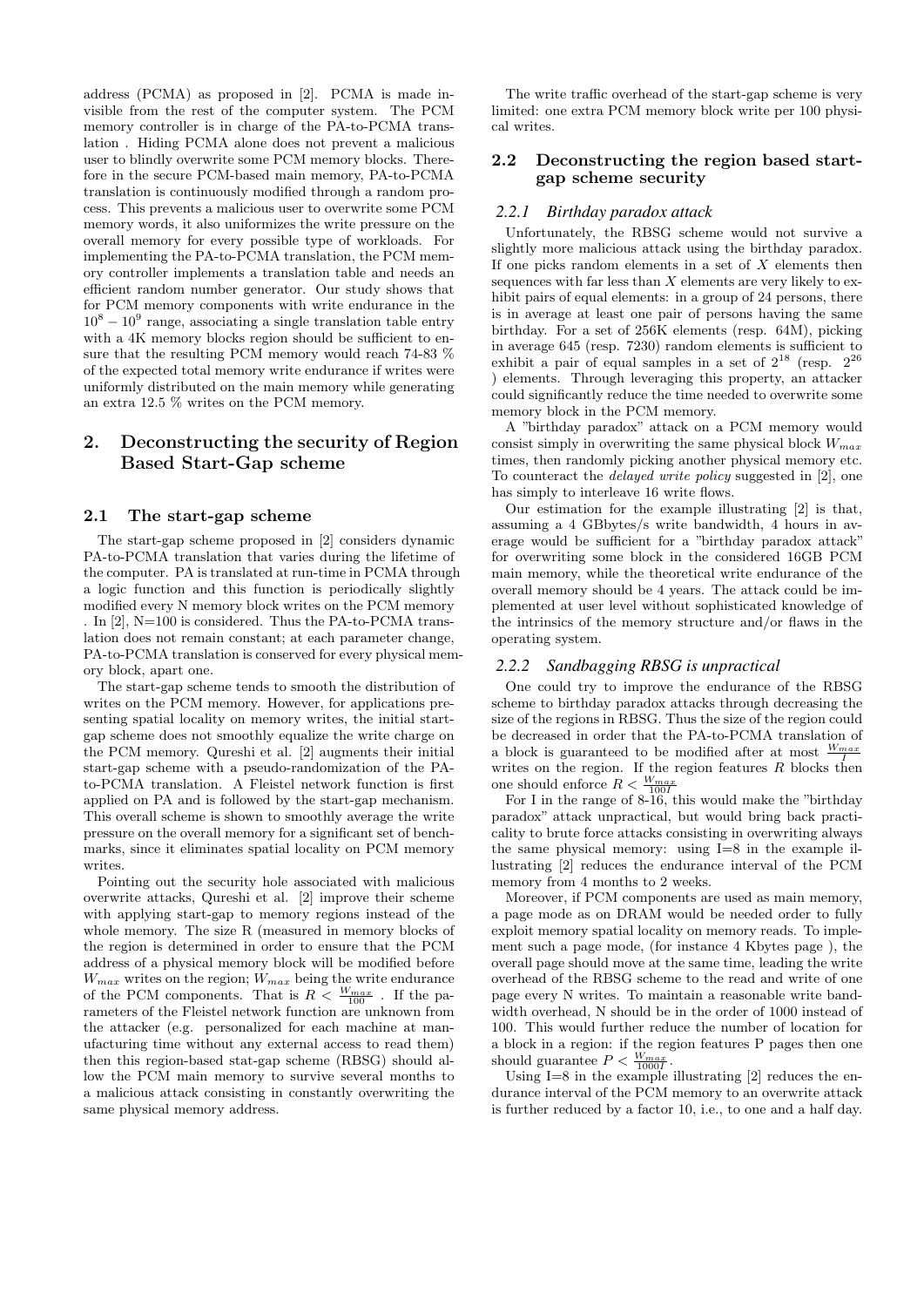address (PCMA) as proposed in [2]. PCMA is made invisible from the rest of the computer system. The PCM memory controller is in charge of the PA-to-PCMA translation . Hiding PCMA alone does not prevent a malicious user to blindly overwrite some PCM memory blocks. Therefore in the secure PCM-based main memory, PA-to-PCMA translation is continuously modified through a random process. This prevents a malicious user to overwrite some PCM memory words, it also uniformizes the write pressure on the overall memory for every possible type of workloads. For implementing the PA-to-PCMA translation, the PCM memory controller implements a translation table and needs an efficient random number generator. Our study shows that for PCM memory components with write endurance in the $10^8 - 10^9$ range, associating a single translation table entry with a 4K memory blocks region should be sufficient to ensure that the resulting PCM memory would reach 74-83 % of the expected total memory write endurance if writes were uniformly distributed on the main memory while generating an extra 12.5 % writes on the PCM memory.

# 2. Deconstructing the security of Region Based Start-Gap scheme

## 2.1 The start-gap scheme

The start-gap scheme proposed in [2] considers dynamic PA-to-PCMA translation that varies during the lifetime of the computer. PA is translated at run-time in PCMA through a logic function and this function is periodically slightly modified every N memory block writes on the PCM memory . In [2], N=100 is considered. Thus the PA-to-PCMA translation does not remain constant; at each parameter change, PA-to-PCMA translation is conserved for every physical memory block, apart one.

The start-gap scheme tends to smooth the distribution of writes on the PCM memory. However, for applications presenting spatial locality on memory writes, the initial start-gap scheme does not smoothly equalize the write charge on the PCM memory. Qureshi et al. [2] augments their initial start-gap scheme with a pseudo-randomization of the PA-to-PCMA translation. A Fleistel network function is first applied on PA and is followed by the start-gap mechanism. This overall scheme is shown to smoothly average the write pressure on the overall memory for a significant set of benchmarks, since it eliminates spatial locality on PCM memory writes.

Pointing out the security hole associated with malicious overwrite attacks, Qureshi et al. [2] improve their scheme with applying start-gap to memory regions instead of the whole memory. The size R (measured in memory blocks of the region is determined in order to ensure that the PCM address of a physical memory block will be modified before $W_{max}$ writes on the region; $W_{max}$ being the write endurance of the PCM components. That is $R < \frac{W_{max}}{100}$ . If the parameters of the Fleistel network function are unknown from the attacker (e.g. personalized for each machine at manufacturing time without any external access to read them) then this region-based stat-gap scheme (RBSG) should allow the PCM main memory to survive several months to a malicious attack consisting in constantly overwriting the same physical memory address.

The write traffic overhead of the start-gap scheme is very limited: one extra PCM memory block write per 100 physical writes.

## 2.2 Deconstructing the region based start-gap scheme security

### 2.2.1 Birthday paradox attack

Unfortunately, the RBSG scheme would not survive a slightly more malicious attack using the birthday paradox. If one picks random elements in a set of $X$ elements then sequences with far less than $X$ elements are very likely to exhibit pairs of equal elements: in a group of 24 persons, there is in average at least one pair of persons having the same birthday. For a set of 256K elements (resp. 64M), picking in average 645 (resp. 7230) random elements is sufficient to exhibit a pair of equal samples in a set of $2^{18}$ (resp. $2^{26}$ ) elements. Through leveraging this property, an attacker could significantly reduce the time needed to overwrite some memory block in the PCM memory.

A "birthday paradox" attack on a PCM memory would consist simply in overwriting the same physical block $W_{max}$ times, then randomly picking another physical memory etc. To counteract the *delayed write policy* suggested in [2], one has simply to interleave 16 write flows.

Our estimation for the example illustrating [2] is that, assuming a 4 GBbytes/s write bandwidth, 4 hours in average would be sufficient for a "birthday paradox attack" for overwriting some block in the considered 16GB PCM main memory, while the theoretical write endurance of the overall memory should be 4 years. The attack could be implemented at user level without sophisticated knowledge of the intrinsics of the memory structure and/or flaws in the operating system.

### 2.2.2 Sandbagging RBSG is unpractical

One could try to improve the endurance of the RBSG scheme to birthday paradox attacks through decreasing the size of the regions in RBSG. Thus the size of the region could be decreased in order that the PA-to-PCMA translation of a block is guaranteed to be modified after at most $\frac{W_{max}}{I}$ writes on the region. If the region features $R$ blocks then one should enforce $R < \frac{W_{max}}{100I}$

For I in the range of 8-16, this would make the "birthday paradox" attack unpractical, but would bring back practicality to brute force attacks consisting in overwriting always the same physical memory: using I=8 in the example illustrating [2] reduces the endurance interval of the PCM memory from 4 months to 2 weeks.

Moreover, if PCM components are used as main memory, a page mode as on DRAM would be needed order to fully exploit memory spatial locality on memory reads. To implement such a page mode, (for instance 4 Kbytes page ), the overall page should move at the same time, leading the write overhead of the RBSG scheme to the read and write of one page every N writes. To maintain a reasonable write bandwidth overhead, N should be in the order of 1000 instead of 100. This would further reduce the number of location for a block in a region: if the region features P pages then one should guarantee $P < \frac{W_{max}}{1000I}$.

Using I=8 in the example illustrating [2] reduces the endurance interval of the PCM memory to an overwrite attack is further reduced by a factor 10, i.e., to one and a half day.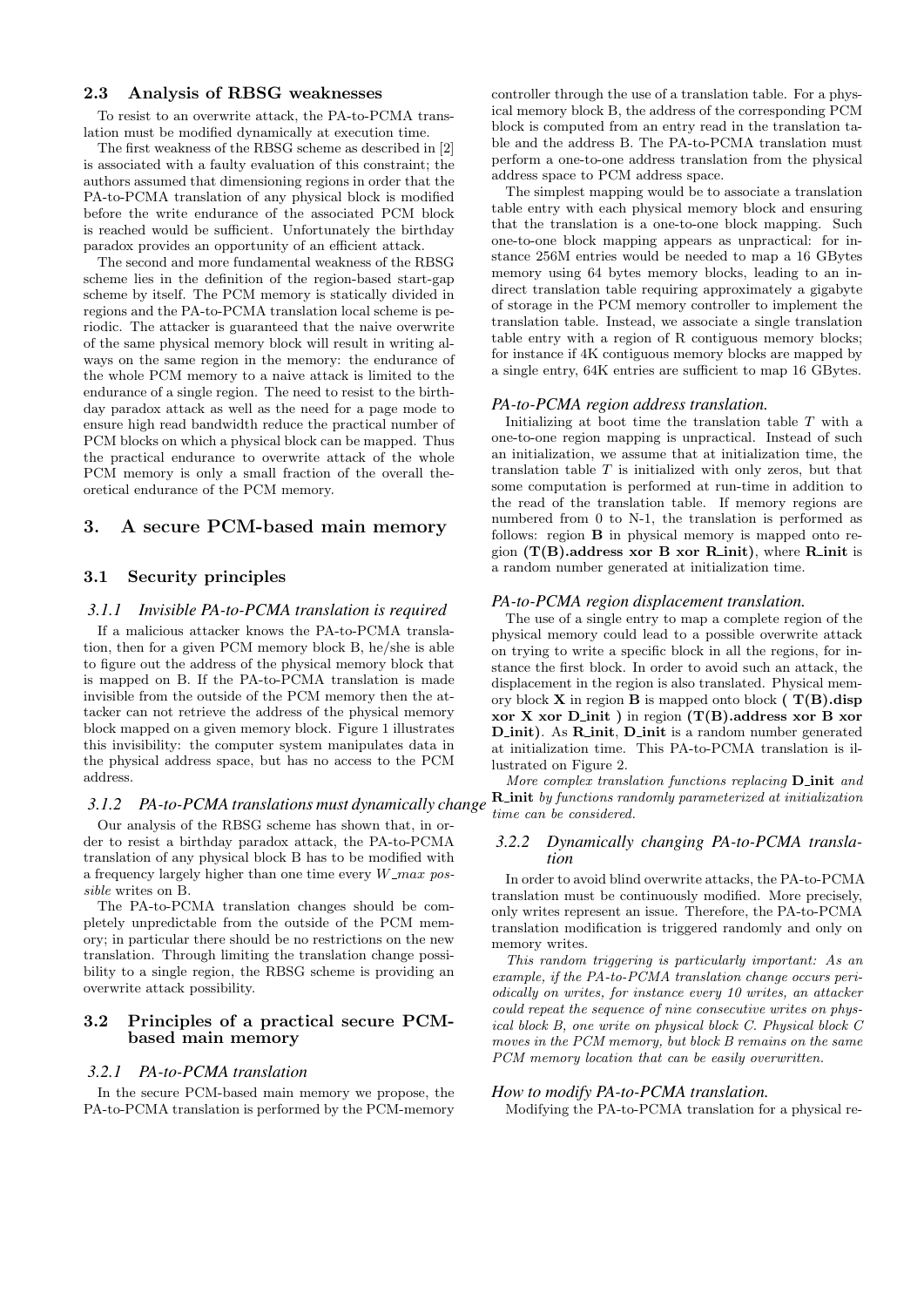### 2.3 Analysis of RBSG weaknesses

To resist to an overwrite attack, the PA-to-PCMA translation must be modified dynamically at execution time.

The first weakness of the RBSG scheme as described in [2] is associated with a faulty evaluation of this constraint; the authors assumed that dimensioning regions in order that the PA-to-PCMA translation of any physical block is modified before the write endurance of the associated PCM block is reached would be sufficient. Unfortunately the birthday paradox provides an opportunity of an efficient attack.

The second and more fundamental weakness of the RBSG scheme lies in the definition of the region-based start-gap scheme by itself. The PCM memory is statically divided in regions and the PA-to-PCMA translation local scheme is periodic. The attacker is guaranteed that the naive overwrite of the same physical memory block will result in writing always on the same region in the memory: the endurance of the whole PCM memory to a naive attack is limited to the endurance of a single region. The need to resist to the birthday paradox attack as well as the need for a page mode to ensure high read bandwidth reduce the practical number of PCM blocks on which a physical block can be mapped. Thus the practical endurance to overwrite attack of the whole PCM memory is only a small fraction of the overall theoretical endurance of the PCM memory.

## 3. A secure PCM-based main memory

### 3.1 Security principles

#### 3.1.1 Invisible PA-to-PCMA translation is required

If a malicious attacker knows the PA-to-PCMA translation, then for a given PCM memory block B, he/she is able to figure out the address of the physical memory block that is mapped on B. If the PA-to-PCMA translation is made invisible from the outside of the PCM memory then the attacker can not retrieve the address of the physical memory block mapped on a given memory block. Figure 1 illustrates this invisibility: the computer system manipulates data in the physical address space, but has no access to the PCM address.

#### 3.1.2 PA-to-PCMA translations must dynamically change

Our analysis of the RBSG scheme has shown that, in order to resist a birthday paradox attack, the PA-to-PCMA translation of any physical block B has to be modified with a frequency largely higher than one time every *W_max possible* writes on B.

The PA-to-PCMA translation changes should be completely unpredictable from the outside of the PCM memory; in particular there should be no restrictions on the new translation. Through limiting the translation change possibility to a single region, the RBSG scheme is providing an overwrite attack possibility.

### 3.2 Principles of a practical secure PCM-based main memory

#### 3.2.1 PA-to-PCMA translation

In the secure PCM-based main memory we propose, the PA-to-PCMA translation is performed by the PCM-memory controller through the use of a translation table. For a physical memory block B, the address of the corresponding PCM block is computed from an entry read in the translation table and the address B. The PA-to-PCMA translation must perform a one-to-one address translation from the physical address space to PCM address space.

The simplest mapping would be to associate a translation table entry with each physical memory block and ensuring that the translation is a one-to-one block mapping. Such one-to-one block mapping appears as unpractical: for instance 256M entries would be needed to map a 16 GBytes memory using 64 bytes memory blocks, leading to an indirect translation table requiring approximately a gigabyte of storage in the PCM memory controller to implement the translation table. Instead, we associate a single translation table entry with a region of R contiguous memory blocks; for instance if 4K contiguous memory blocks are mapped by a single entry, 64K entries are sufficient to map 16 GBytes.

*PA-to-PCMA region address translation.*

Initializing at boot time the translation table $T$ with a one-to-one region mapping is unpractical. Instead of such an initialization, we assume that at initialization time, the translation table $T$ is initialized with only zeros, but that some computation is performed at run-time in addition to the read of the translation table. If memory regions are numbered from 0 to N-1, the translation is performed as follows: region **B** in physical memory is mapped onto region **(T(B).address xor B xor R_init)**, where **R_init** is a random number generated at initialization time.

*PA-to-PCMA region displacement translation.*

The use of a single entry to map a complete region of the physical memory could lead to a possible overwrite attack on trying to write a specific block in all the regions, for instance the first block. In order to avoid such an attack, the displacement in the region is also translated. Physical memory block **X** in region **B** is mapped onto block **( T(B).disp xor X xor D_init )** in region **(T(B).address xor B xor D_init)**. As **R_init**, **D_init** is a random number generated at initialization time. This PA-to-PCMA translation is illustrated on Figure 2.

*More complex translation functions replacing* **D_init** *and* **R_init** *by functions randomly parameterized at initialization time can be considered.*

#### 3.2.2 Dynamically changing PA-to-PCMA translation

In order to avoid blind overwrite attacks, the PA-to-PCMA translation must be continuously modified. More precisely, only writes represent an issue. Therefore, the PA-to-PCMA translation modification is triggered randomly and only on memory writes.

*This random triggering is particularly important: As an example, if the PA-to-PCMA translation change occurs periodically on writes, for instance every 10 writes, an attacker could repeat the sequence of nine consecutive writes on physical block B, one write on physical block C. Physical block C moves in the PCM memory, but block B remains on the same PCM memory location that can be easily overwritten.*

*How to modify PA-to-PCMA translation.*

Modifying the PA-to-PCMA translation for a physical re-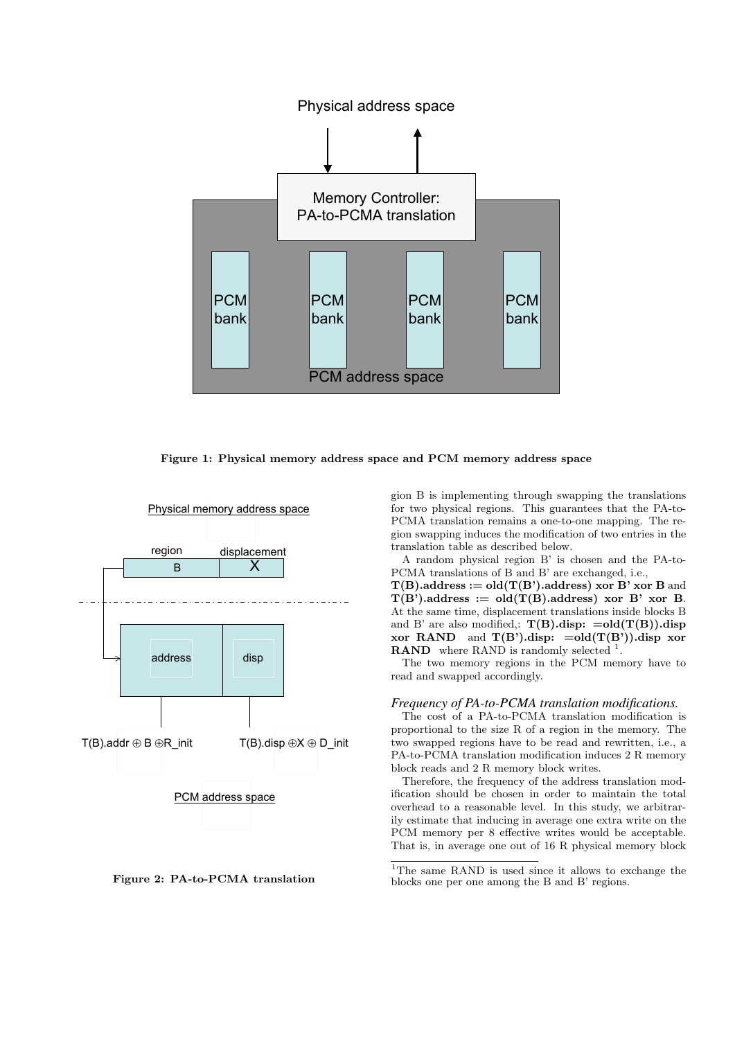Figure 1: Physical memory address space and PCM memory address space

Figure 2: PA-to-PCMA translation

gion B is implementing through swapping the translations for two physical regions. This guarantees that the PA-to-PCMA translation remains a one-to-one mapping. The region swapping induces the modification of two entries in the translation table as described below.

A random physical region B' is chosen and the PA-to-PCMA translations of B and B' are exchanged, i.e., **T(B).address := old(T(B').address) xor B' xor B** and **T(B').address := old(T(B).address) xor B' xor B**. At the same time, displacement translations inside blocks B and B' are also modified,: **T(B).disp: =old(T(B)).disp xor RAND** and **T(B').disp: =old(T(B')).disp xor RAND** where RAND is randomly selected [1].

The two memory regions in the PCM memory have to read and swapped accordingly.

### *Frequency of PA-to-PCMA translation modifications.*

The cost of a PA-to-PCMA translation modification is proportional to the size R of a region in the memory. The two swapped regions have to be read and rewritten, i.e., a PA-to-PCMA translation modification induces 2 R memory block reads and 2 R memory block writes.

Therefore, the frequency of the address translation modification should be chosen in order to maintain the total overhead to a reasonable level. In this study, we arbitrarily estimate that inducing in average one extra write on the PCM memory per 8 effective writes would be acceptable. That is, in average one out of 16 R physical memory block

[1] The same RAND is used since it allows to exchange the blocks one per one among the B and B' regions.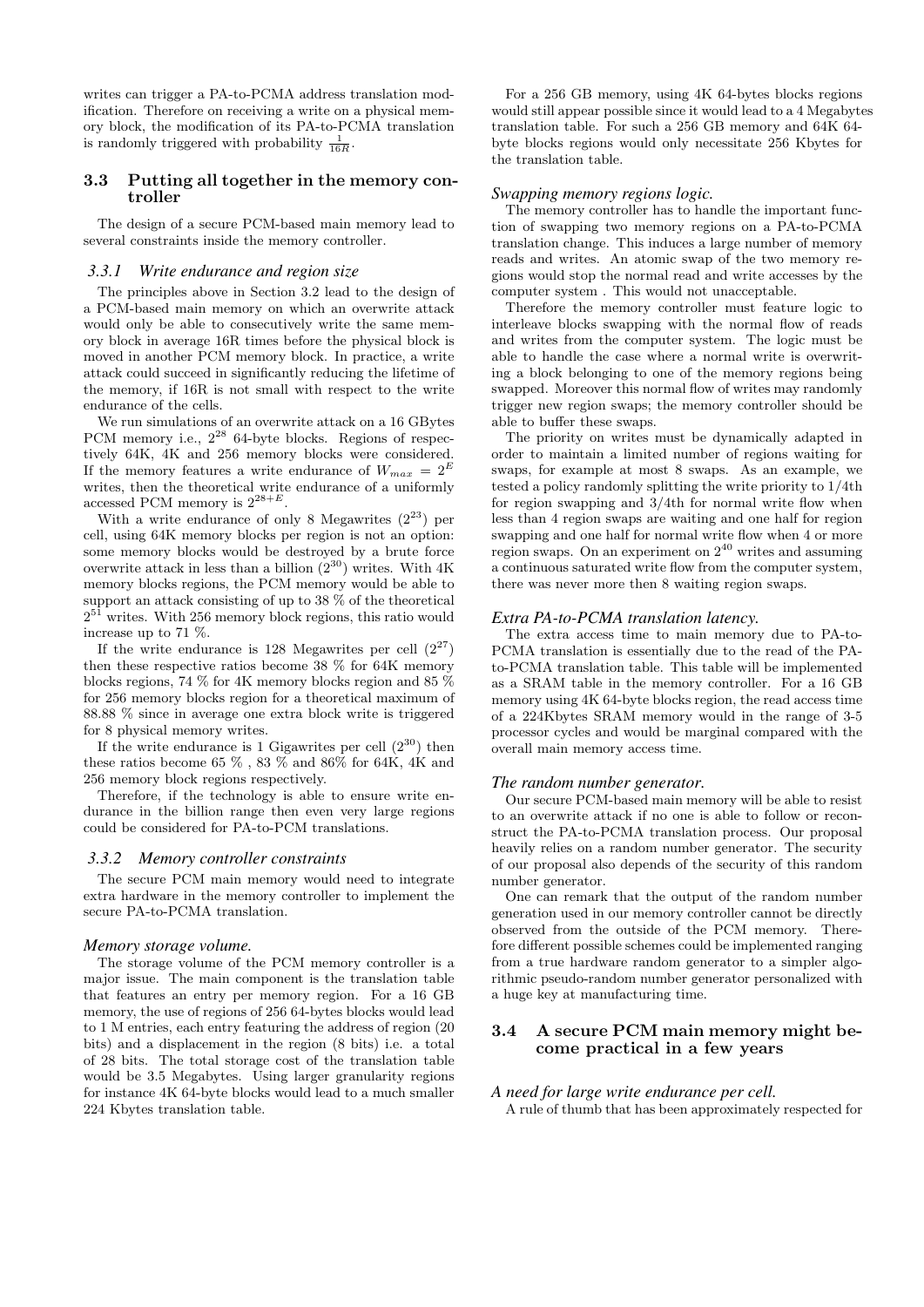writes can trigger a PA-to-PCMA address translation modification. Therefore on receiving a write on a physical memory block, the modification of its PA-to-PCMA translation is randomly triggered with probability $\frac{1}{16R}$.

## 3.3 Putting all together in the memory controller

The design of a secure PCM-based main memory lead to several constraints inside the memory controller.

### 3.3.1 Write endurance and region size

The principles above in Section 3.2 lead to the design of a PCM-based main memory on which an overwrite attack would only be able to consecutively write the same memory block in average 16R times before the physical block is moved in another PCM memory block. In practice, a write attack could succeed in significantly reducing the lifetime of the memory, if 16R is not small with respect to the write endurance of the cells.

We run simulations of an overwrite attack on a 16 GBytes PCM memory i.e., $2^{28}$ 64-byte blocks. Regions of respectively 64K, 4K and 256 memory blocks were considered. If the memory features a write endurance of $W_{max} = 2^E$ writes, then the theoretical write endurance of a uniformly accessed PCM memory is $2^{28+E}$.

With a write endurance of only 8 Megawrites ($2^{23}$) per cell, using 64K memory blocks per region is not an option: some memory blocks would be destroyed by a brute force overwrite attack in less than a billion ($2^{30}$) writes. With 4K memory blocks regions, the PCM memory would be able to support an attack consisting of up to 38 % of the theoretical $2^{51}$ writes. With 256 memory block regions, this ratio would increase up to 71 %.

If the write endurance is 128 Megawrites per cell ($2^{27}$) then these respective ratios become 38 % for 64K memory blocks regions, 74 % for 4K memory blocks region and 85 % for 256 memory blocks region for a theoretical maximum of 88.88 % since in average one extra block write is triggered for 8 physical memory writes.

If the write endurance is 1 Gigawrites per cell ($2^{30}$) then these ratios become 65 % , 83 % and 86% for 64K, 4K and 256 memory block regions respectively.

Therefore, if the technology is able to ensure write endurance in the billion range then even very large regions could be considered for PA-to-PCM translations.

### 3.3.2 Memory controller constraints

The secure PCM main memory would need to integrate extra hardware in the memory controller to implement the secure PA-to-PCMA translation.

#### *Memory storage volume.*

The storage volume of the PCM memory controller is a major issue. The main component is the translation table that features an entry per memory region. For a 16 GB memory, the use of regions of 256 64-bytes blocks would lead to 1 M entries, each entry featuring the address of region (20 bits) and a displacement in the region (8 bits) i.e. a total of 28 bits. The total storage cost of the translation table would be 3.5 Megabytes. Using larger granularity regions for instance 4K 64-byte blocks would lead to a much smaller 224 Kbytes translation table.

For a 256 GB memory, using 4K 64-bytes blocks regions would still appear possible since it would lead to a 4 Megabytes translation table. For such a 256 GB memory and 64K 64-byte blocks regions would only necessitate 256 Kbytes for the translation table.

#### *Swapping memory regions logic.*

The memory controller has to handle the important function of swapping two memory regions on a PA-to-PCMA translation change. This induces a large number of memory reads and writes. An atomic swap of the two memory regions would stop the normal read and write accesses by the computer system . This would not unacceptable.

Therefore the memory controller must feature logic to interleave blocks swapping with the normal flow of reads and writes from the computer system. The logic must be able to handle the case where a normal write is overwriting a block belonging to one of the memory regions being swapped. Moreover this normal flow of writes may randomly trigger new region swaps; the memory controller should be able to buffer these swaps.

The priority on writes must be dynamically adapted in order to maintain a limited number of regions waiting for swaps, for example at most 8 swaps. As an example, we tested a policy randomly splitting the write priority to 1/4th for region swapping and 3/4th for normal write flow when less than 4 region swaps are waiting and one half for region swapping and one half for normal write flow when 4 or more region swaps. On an experiment on $2^{40}$ writes and assuming a continuous saturated write flow from the computer system, there was never more then 8 waiting region swaps.

#### *Extra PA-to-PCMA translation latency.*

The extra access time to main memory due to PA-to-PCMA translation is essentially due to the read of the PA-to-PCMA translation table. This table will be implemented as a SRAM table in the memory controller. For a 16 GB memory using 4K 64-byte blocks region, the read access time of a 224Kbytes SRAM memory would in the range of 3-5 processor cycles and would be marginal compared with the overall main memory access time.

#### *The random number generator.*

Our secure PCM-based main memory will be able to resist to an overwrite attack if no one is able to follow or reconstruct the PA-to-PCMA translation process. Our proposal heavily relies on a random number generator. The security of our proposal also depends of the security of this random number generator.

One can remark that the output of the random number generation used in our memory controller cannot be directly observed from the outside of the PCM memory. Therefore different possible schemes could be implemented ranging from a true hardware random generator to a simpler algorithmic pseudo-random number generator personalized with a huge key at manufacturing time.

## 3.4 A secure PCM main memory might become practical in a few years

#### *A need for large write endurance per cell.*

A rule of thumb that has been approximately respected for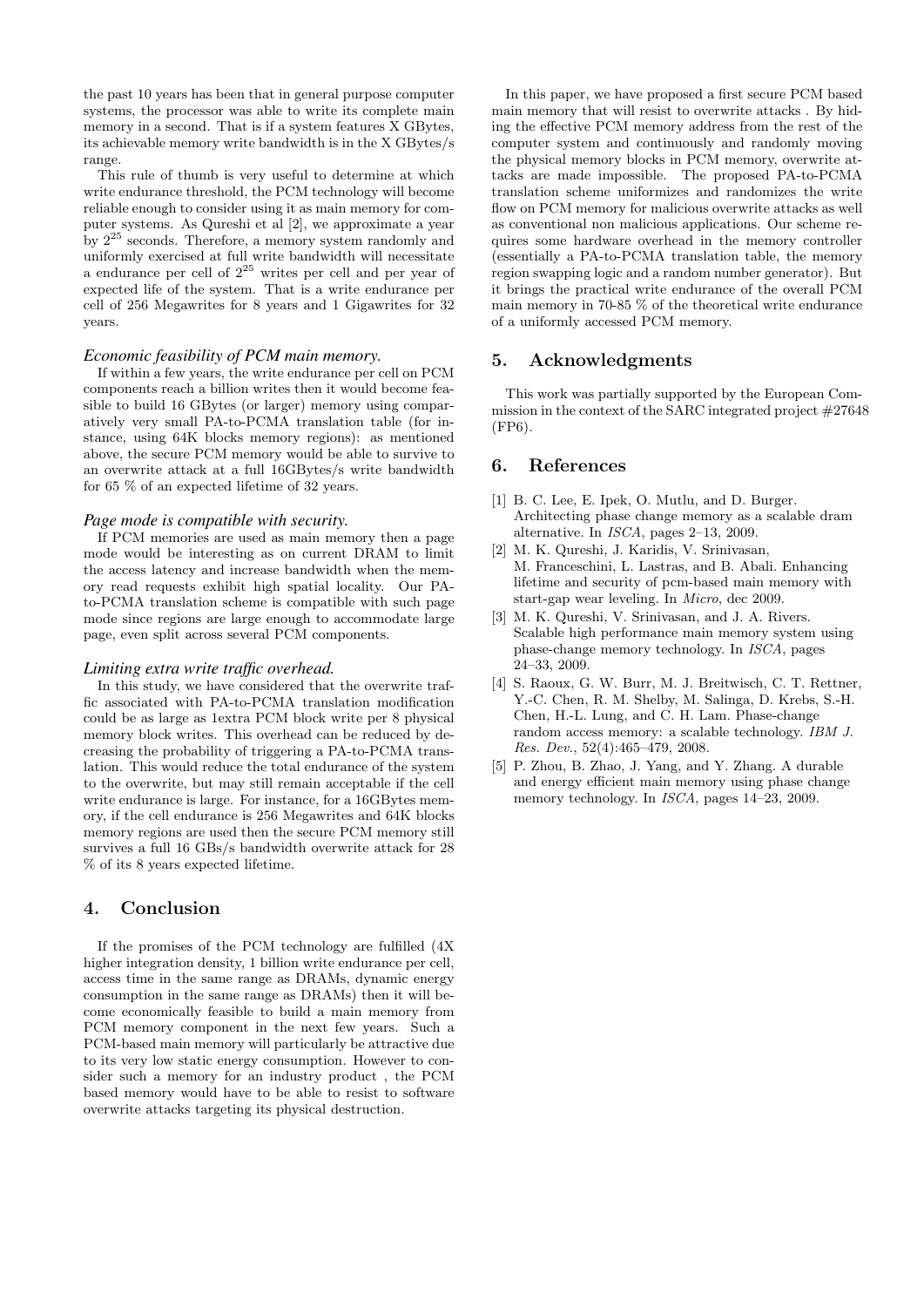the past 10 years has been that in general purpose computer systems, the processor was able to write its complete main memory in a second. That is if a system features X GBytes, its achievable memory write bandwidth is in the X GBytes/s range.

This rule of thumb is very useful to determine at which write endurance threshold, the PCM technology will become reliable enough to consider using it as main memory for computer systems. As Qureshi et al [2], we approximate a year by $2^{25}$ seconds. Therefore, a memory system randomly and uniformly exercised at full write bandwidth will necessitate a endurance per cell of $2^{25}$ writes per cell and per year of expected life of the system. That is a write endurance per cell of 256 Megawrites for 8 years and 1 Gigawrites for 32 years.

### *Economic feasibility of PCM main memory.*

If within a few years, the write endurance per cell on PCM components reach a billion writes then it would become feasible to build 16 GBytes (or larger) memory using comparatively very small PA-to-PCMA translation table (for instance, using 64K blocks memory regions): as mentioned above, the secure PCM memory would be able to survive to an overwrite attack at a full 16GBytes/s write bandwidth for 65 % of an expected lifetime of 32 years.

### *Page mode is compatible with security.*

If PCM memories are used as main memory then a page mode would be interesting as on current DRAM to limit the access latency and increase bandwidth when the memory read requests exhibit high spatial locality. Our PA-to-PCMA translation scheme is compatible with such page mode since regions are large enough to accommodate large page, even split across several PCM components.

### *Limiting extra write traffic overhead.*

In this study, we have considered that the overwrite traffic associated with PA-to-PCMA translation modification could be as large as 1extra PCM block write per 8 physical memory block writes. This overhead can be reduced by decreasing the probability of triggering a PA-to-PCMA translation. This would reduce the total endurance of the system to the overwrite, but may still remain acceptable if the cell write endurance is large. For instance, for a 16GBytes memory, if the cell endurance is 256 Megawrites and 64K blocks memory regions are used then the secure PCM memory still survives a full 16 GBs/s bandwidth overwrite attack for 28 % of its 8 years expected lifetime.

## 4. Conclusion

If the promises of the PCM technology are fulfilled (4X higher integration density, 1 billion write endurance per cell, access time in the same range as DRAMs, dynamic energy consumption in the same range as DRAMs) then it will become economically feasible to build a main memory from PCM memory component in the next few years. Such a PCM-based main memory will particularly be attractive due to its very low static energy consumption. However to consider such a memory for an industry product , the PCM based memory would have to be able to resist to software overwrite attacks targeting its physical destruction.

In this paper, we have proposed a first secure PCM based main memory that will resist to overwrite attacks . By hiding the effective PCM memory address from the rest of the computer system and continuously and randomly moving the physical memory blocks in PCM memory, overwrite attacks are made impossible. The proposed PA-to-PCMA translation scheme uniformizes and randomizes the write flow on PCM memory for malicious overwrite attacks as well as conventional non malicious applications. Our scheme requires some hardware overhead in the memory controller (essentially a PA-to-PCMA translation table, the memory region swapping logic and a random number generator). But it brings the practical write endurance of the overall PCM main memory in 70-85 % of the theoretical write endurance of a uniformly accessed PCM memory.

## 5. Acknowledgments

This work was partially supported by the European Commission in the context of the SARC integrated project #27648 (FP6).

## 6. References

[1] B. C. Lee, E. Ipek, O. Mutlu, and D. Burger. Architecting phase change memory as a scalable dram alternative. In *ISCA*, pages 2–13, 2009.

[2] M. K. Qureshi, J. Karidis, V. Srinivasan, M. Franceschini, L. Lastras, and B. Abali. Enhancing lifetime and security of pcm-based main memory with start-gap wear leveling. In *Micro*, dec 2009.

[3] M. K. Qureshi, V. Srinivasan, and J. A. Rivers. Scalable high performance main memory system using phase-change memory technology. In *ISCA*, pages 24–33, 2009.

[4] S. Raoux, G. W. Burr, M. J. Breitwisch, C. T. Rettner, Y.-C. Chen, R. M. Shelby, M. Salinga, D. Krebs, S.-H. Chen, H.-L. Lung, and C. H. Lam. Phase-change random access memory: a scalable technology. *IBM J. Res. Dev.*, 52(4):465–479, 2008.

[5] P. Zhou, B. Zhao, J. Yang, and Y. Zhang. A durable and energy efficient main memory using phase change memory technology. In *ISCA*, pages 14–23, 2009.